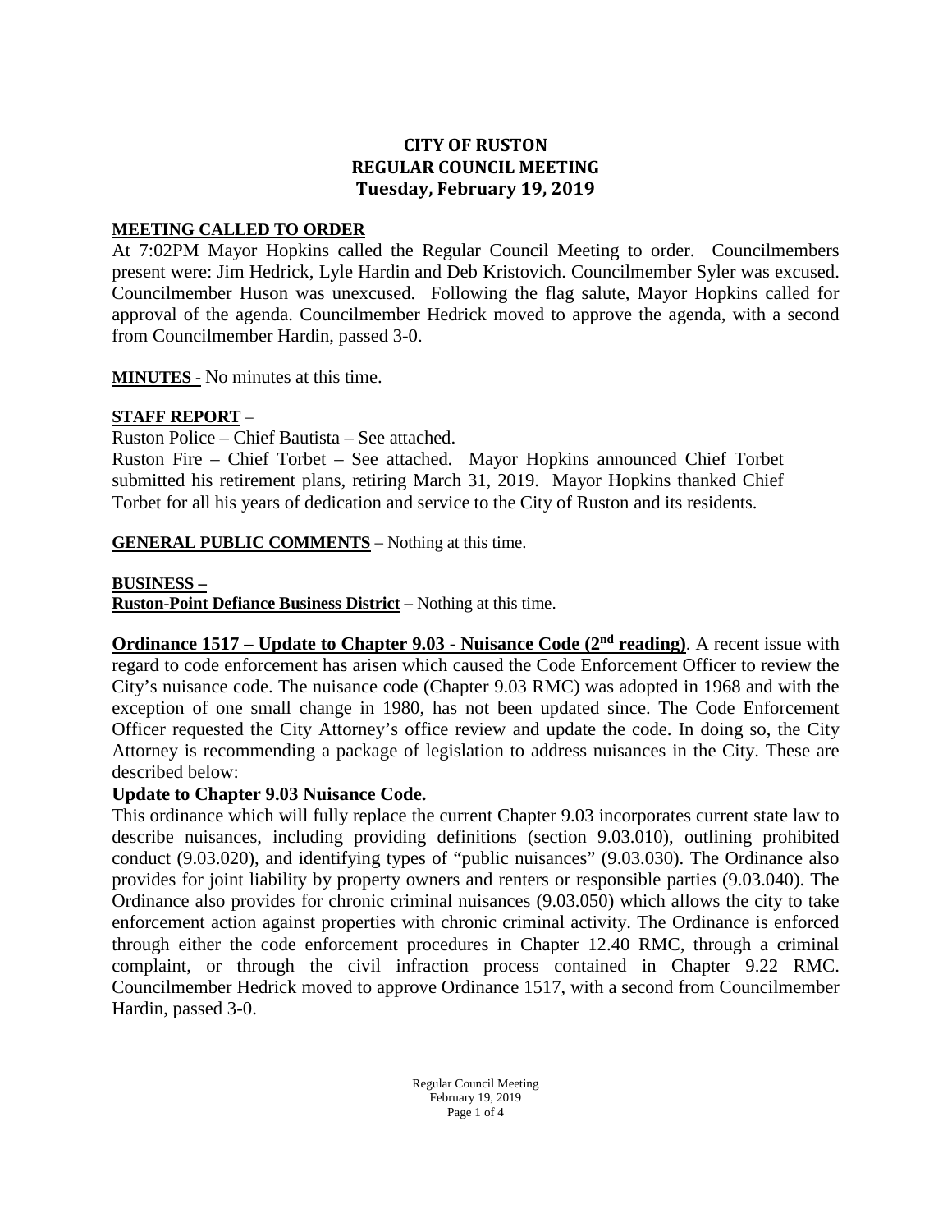# CITY OF RUSTON
# REGULAR COUNCIL MEETING
## Tuesday, February 19, 2019

**MEETING CALLED TO ORDER**

At 7:02PM Mayor Hopkins called the Regular Council Meeting to order. Councilmembers present were: Jim Hedrick, Lyle Hardin and Deb Kristovich. Councilmember Syler was excused. Councilmember Huson was unexcused. Following the flag salute, Mayor Hopkins called for approval of the agenda. Councilmember Hedrick moved to approve the agenda, with a second from Councilmember Hardin, passed 3-0.

**MINUTES -** No minutes at this time.

**STAFF REPORT** –

Ruston Police – Chief Bautista – See attached.

Ruston Fire – Chief Torbet – See attached. Mayor Hopkins announced Chief Torbet submitted his retirement plans, retiring March 31, 2019. Mayor Hopkins thanked Chief Torbet for all his years of dedication and service to the City of Ruston and its residents.

**GENERAL PUBLIC COMMENTS** – Nothing at this time.

**BUSINESS –**

**Ruston-Point Defiance Business District –** Nothing at this time.

**Ordinance 1517 – Update to Chapter 9.03 - Nuisance Code (2nd reading)**. A recent issue with regard to code enforcement has arisen which caused the Code Enforcement Officer to review the City's nuisance code. The nuisance code (Chapter 9.03 RMC) was adopted in 1968 and with the exception of one small change in 1980, has not been updated since. The Code Enforcement Officer requested the City Attorney's office review and update the code. In doing so, the City Attorney is recommending a package of legislation to address nuisances in the City. These are described below:

**Update to Chapter 9.03 Nuisance Code.**

This ordinance which will fully replace the current Chapter 9.03 incorporates current state law to describe nuisances, including providing definitions (section 9.03.010), outlining prohibited conduct (9.03.020), and identifying types of "public nuisances" (9.03.030). The Ordinance also provides for joint liability by property owners and renters or responsible parties (9.03.040). The Ordinance also provides for chronic criminal nuisances (9.03.050) which allows the city to take enforcement action against properties with chronic criminal activity. The Ordinance is enforced through either the code enforcement procedures in Chapter 12.40 RMC, through a criminal complaint, or through the civil infraction process contained in Chapter 9.22 RMC. Councilmember Hedrick moved to approve Ordinance 1517, with a second from Councilmember Hardin, passed 3-0.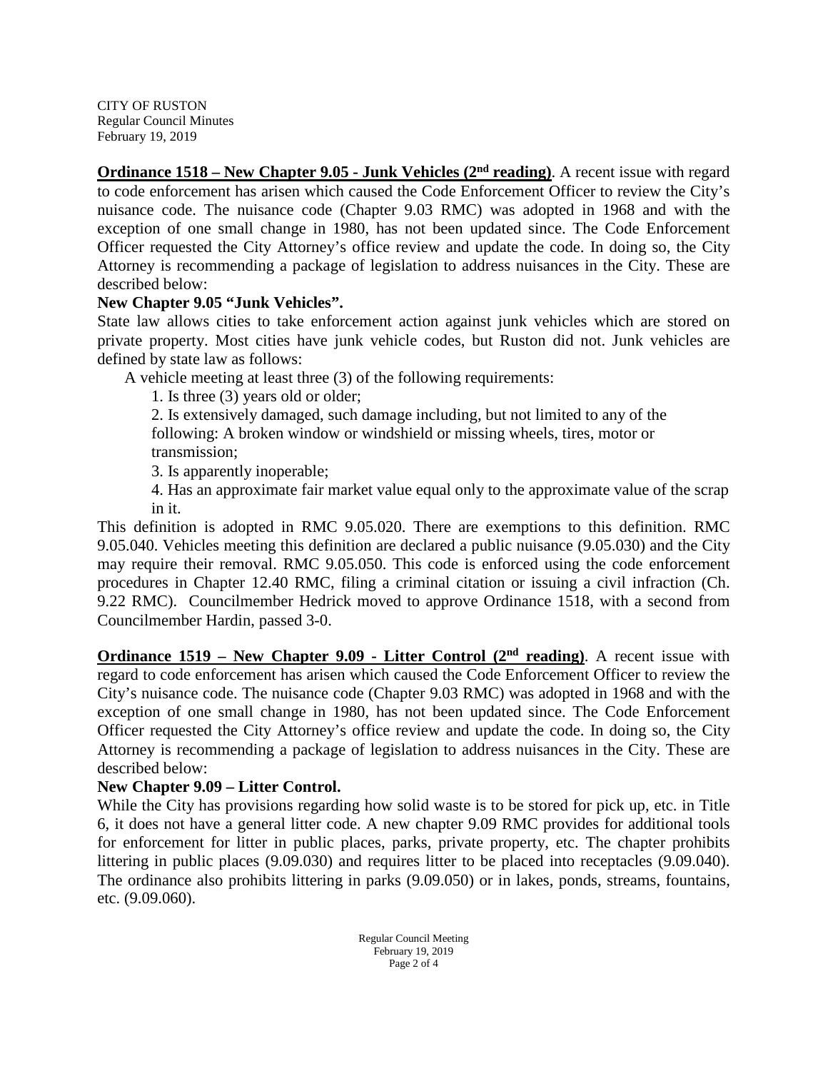**Ordinance 1518 – New Chapter 9.05 - Junk Vehicles (2nd reading)**. A recent issue with regard to code enforcement has arisen which caused the Code Enforcement Officer to review the City's nuisance code. The nuisance code (Chapter 9.03 RMC) was adopted in 1968 and with the exception of one small change in 1980, has not been updated since. The Code Enforcement Officer requested the City Attorney's office review and update the code. In doing so, the City Attorney is recommending a package of legislation to address nuisances in the City. These are described below:

**New Chapter 9.05 "Junk Vehicles".**

State law allows cities to take enforcement action against junk vehicles which are stored on private property. Most cities have junk vehicle codes, but Ruston did not. Junk vehicles are defined by state law as follows:

A vehicle meeting at least three (3) of the following requirements:

1. Is three (3) years old or older;
2. Is extensively damaged, such damage including, but not limited to any of the following: A broken window or windshield or missing wheels, tires, motor or transmission;
3. Is apparently inoperable;
4. Has an approximate fair market value equal only to the approximate value of the scrap in it.

This definition is adopted in RMC 9.05.020. There are exemptions to this definition. RMC 9.05.040. Vehicles meeting this definition are declared a public nuisance (9.05.030) and the City may require their removal. RMC 9.05.050. This code is enforced using the code enforcement procedures in Chapter 12.40 RMC, filing a criminal citation or issuing a civil infraction (Ch. 9.22 RMC). Councilmember Hedrick moved to approve Ordinance 1518, with a second from Councilmember Hardin, passed 3-0.

**Ordinance 1519 – New Chapter 9.09 - Litter Control (2nd reading)**. A recent issue with regard to code enforcement has arisen which caused the Code Enforcement Officer to review the City's nuisance code. The nuisance code (Chapter 9.03 RMC) was adopted in 1968 and with the exception of one small change in 1980, has not been updated since. The Code Enforcement Officer requested the City Attorney's office review and update the code. In doing so, the City Attorney is recommending a package of legislation to address nuisances in the City. These are described below:

**New Chapter 9.09 – Litter Control.**

While the City has provisions regarding how solid waste is to be stored for pick up, etc. in Title 6, it does not have a general litter code. A new chapter 9.09 RMC provides for additional tools for enforcement for litter in public places, parks, private property, etc. The chapter prohibits littering in public places (9.09.030) and requires litter to be placed into receptacles (9.09.040). The ordinance also prohibits littering in parks (9.09.050) or in lakes, ponds, streams, fountains, etc. (9.09.060).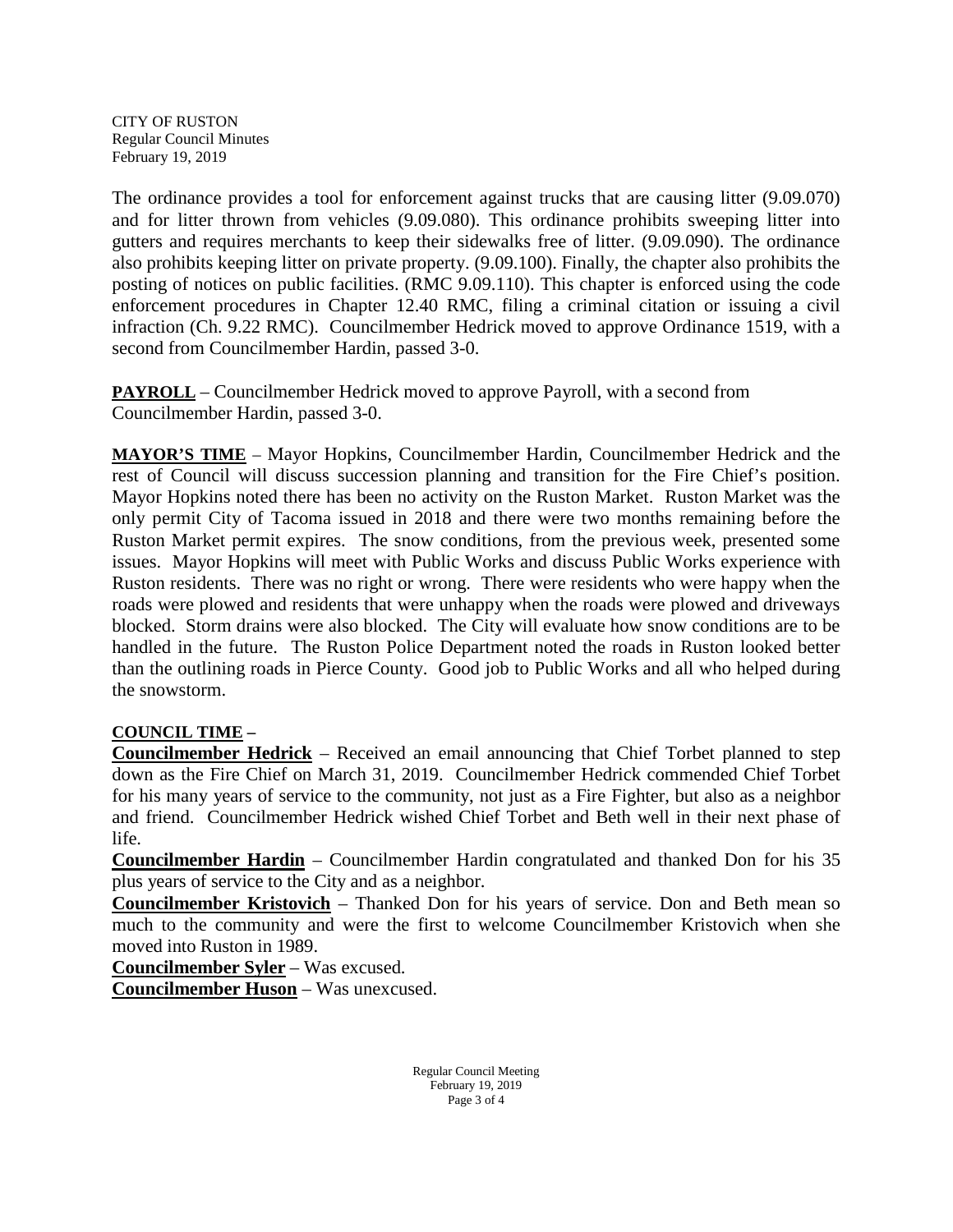The ordinance provides a tool for enforcement against trucks that are causing litter (9.09.070) and for litter thrown from vehicles (9.09.080). This ordinance prohibits sweeping litter into gutters and requires merchants to keep their sidewalks free of litter. (9.09.090). The ordinance also prohibits keeping litter on private property. (9.09.100). Finally, the chapter also prohibits the posting of notices on public facilities. (RMC 9.09.110). This chapter is enforced using the code enforcement procedures in Chapter 12.40 RMC, filing a criminal citation or issuing a civil infraction (Ch. 9.22 RMC). Councilmember Hedrick moved to approve Ordinance 1519, with a second from Councilmember Hardin, passed 3-0.

**PAYROLL** – Councilmember Hedrick moved to approve Payroll, with a second from Councilmember Hardin, passed 3-0.

**MAYOR'S TIME** – Mayor Hopkins, Councilmember Hardin, Councilmember Hedrick and the rest of Council will discuss succession planning and transition for the Fire Chief's position. Mayor Hopkins noted there has been no activity on the Ruston Market. Ruston Market was the only permit City of Tacoma issued in 2018 and there were two months remaining before the Ruston Market permit expires. The snow conditions, from the previous week, presented some issues. Mayor Hopkins will meet with Public Works and discuss Public Works experience with Ruston residents. There was no right or wrong. There were residents who were happy when the roads were plowed and residents that were unhappy when the roads were plowed and driveways blocked. Storm drains were also blocked. The City will evaluate how snow conditions are to be handled in the future. The Ruston Police Department noted the roads in Ruston looked better than the outlining roads in Pierce County. Good job to Public Works and all who helped during the snowstorm.

**COUNCIL TIME –**

**Councilmember Hedrick** – Received an email announcing that Chief Torbet planned to step down as the Fire Chief on March 31, 2019. Councilmember Hedrick commended Chief Torbet for his many years of service to the community, not just as a Fire Fighter, but also as a neighbor and friend. Councilmember Hedrick wished Chief Torbet and Beth well in their next phase of life.

**Councilmember Hardin** – Councilmember Hardin congratulated and thanked Don for his 35 plus years of service to the City and as a neighbor.

**Councilmember Kristovich** – Thanked Don for his years of service. Don and Beth mean so much to the community and were the first to welcome Councilmember Kristovich when she moved into Ruston in 1989.

**Councilmember Syler** – Was excused.

**Councilmember Huson** – Was unexcused.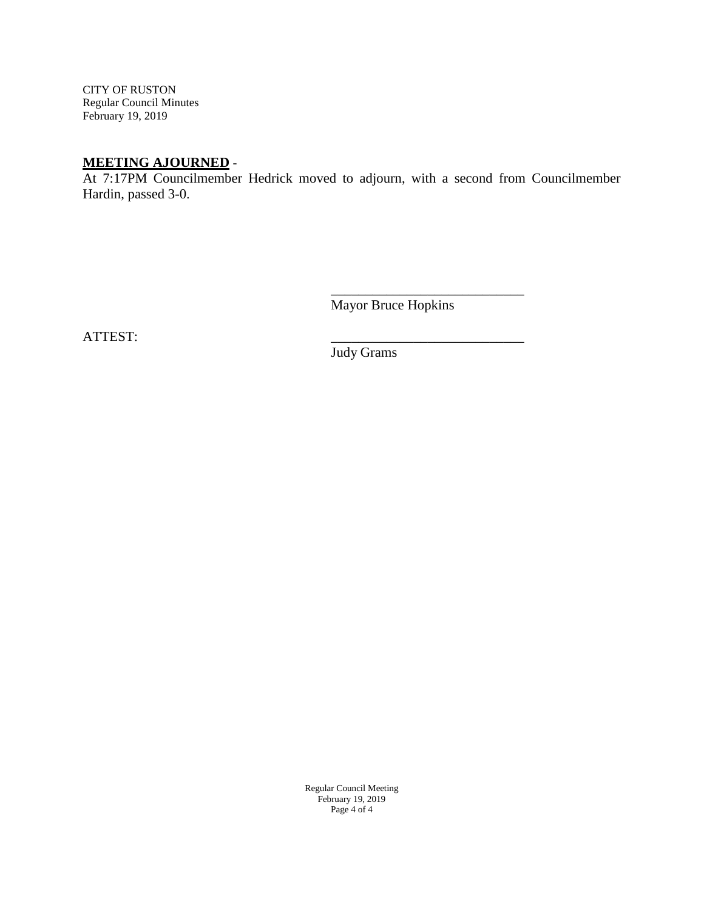**MEETING AJOURNED** -
At 7:17PM Councilmember Hedrick moved to adjourn, with a second from Councilmember Hardin, passed 3-0.

\_\_\_\_\_\_\_\_\_\_\_\_\_\_\_\_\_\_\_\_\_\_\_\_\_\_\_\_
Mayor Bruce Hopkins

ATTEST:

\_\_\_\_\_\_\_\_\_\_\_\_\_\_\_\_\_\_\_\_\_\_\_\_\_\_\_\_
Judy Grams